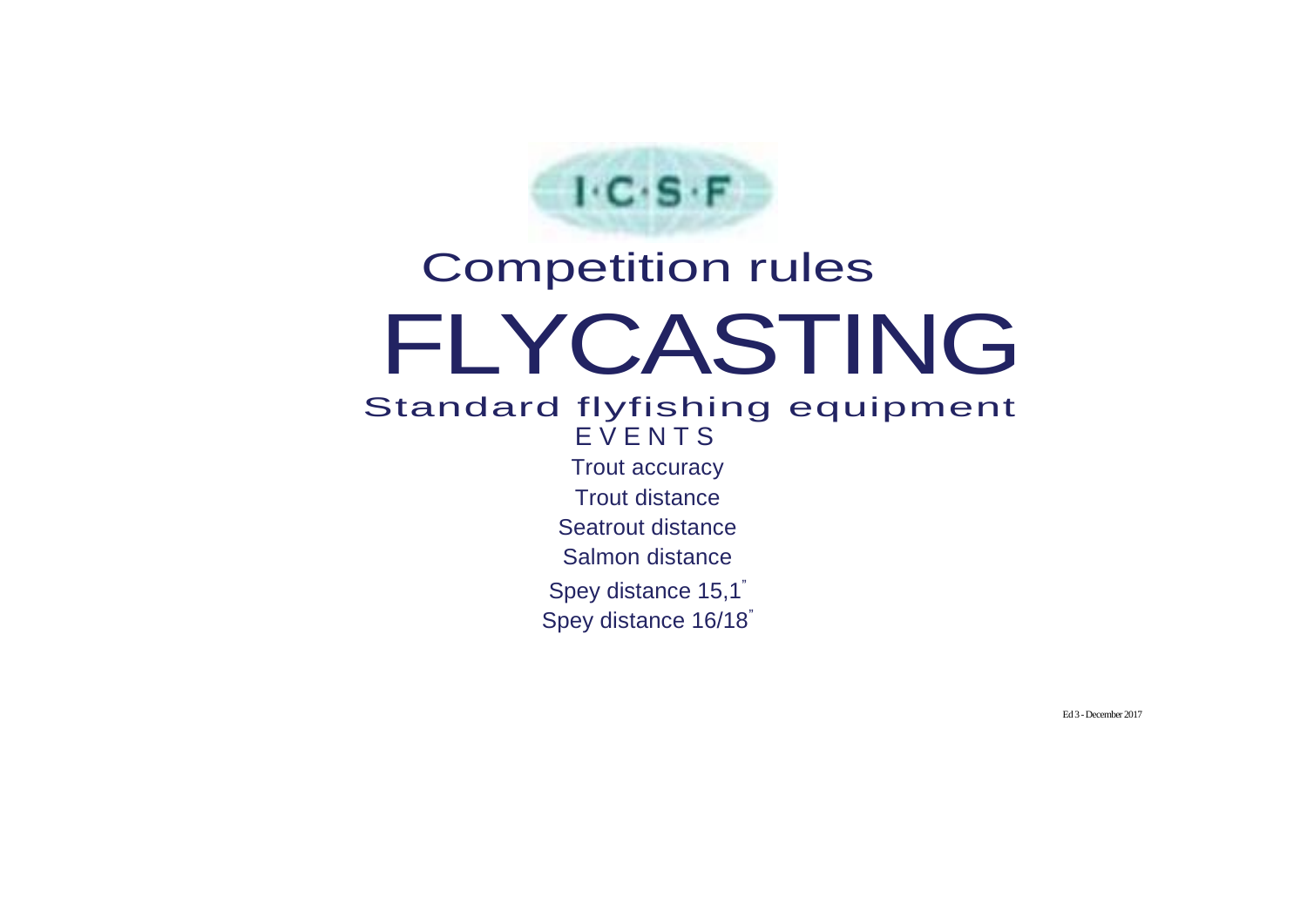I·C·S·F

# Competition rules

# FLYCASTING

## Standard flyfishing equipment

EVENTS

Trout accuracy

Trout distance

Seatrout distance

Salmon distance

Spey distance 15,1"

Spey distance 16/18"

Ed 3 - December 2017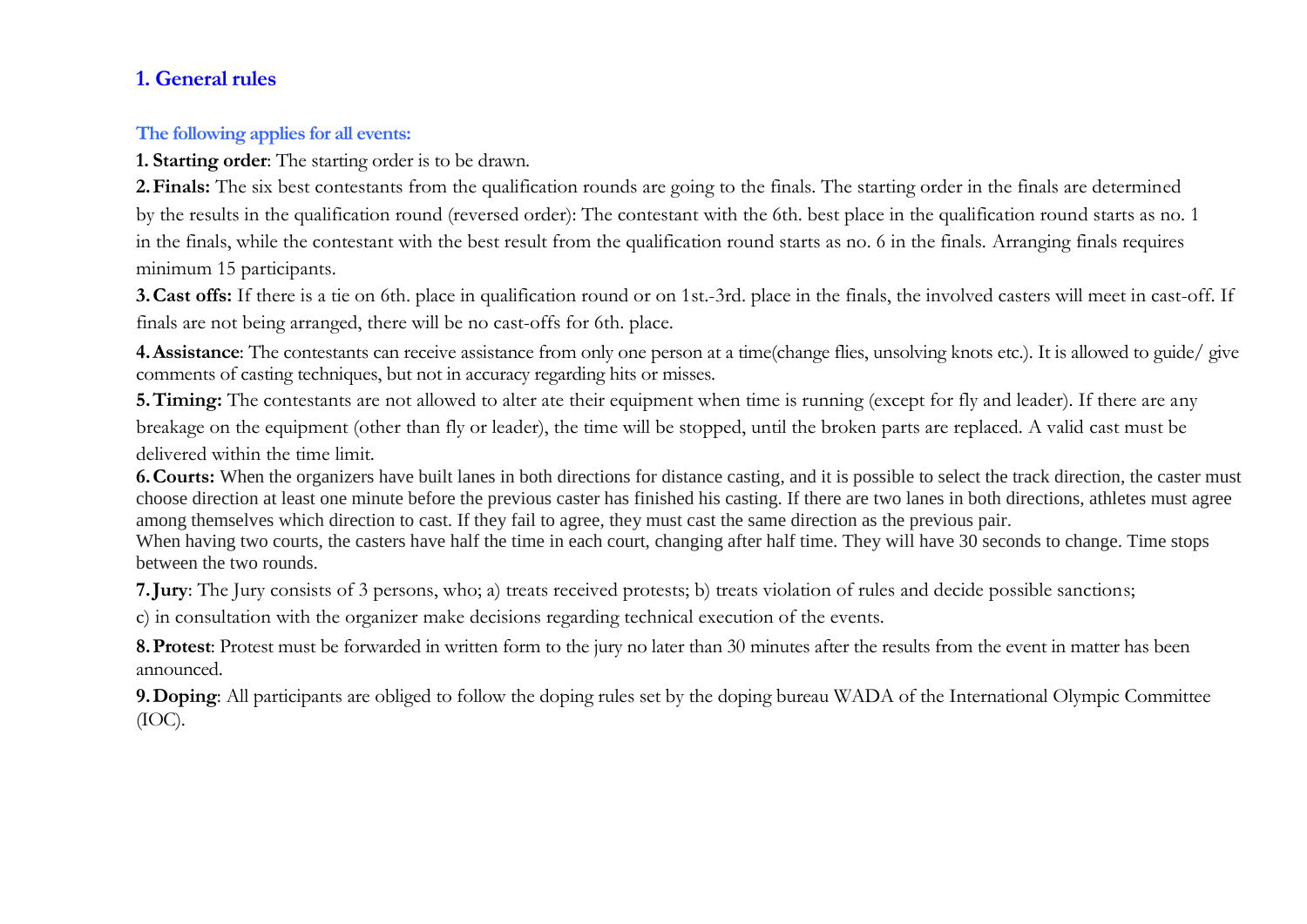## 1. General rules

### The following applies for all events:

**1. Starting order**: The starting order is to be drawn.

**2. Finals:** The six best contestants from the qualification rounds are going to the finals. The starting order in the finals are determined by the results in the qualification round (reversed order): The contestant with the 6th. best place in the qualification round starts as no. 1 in the finals, while the contestant with the best result from the qualification round starts as no. 6 in the finals. Arranging finals requires minimum 15 participants.

**3. Cast offs:** If there is a tie on 6th. place in qualification round or on 1st.-3rd. place in the finals, the involved casters will meet in cast-off. If finals are not being arranged, there will be no cast-offs for 6th. place.

**4. Assistance**: The contestants can receive assistance from only one person at a time(change flies, unsolving knots etc.). It is allowed to guide/ give comments of casting techniques, but not in accuracy regarding hits or misses.

**5. Timing:** The contestants are not allowed to alter ate their equipment when time is running (except for fly and leader). If there are any breakage on the equipment (other than fly or leader), the time will be stopped, until the broken parts are replaced. A valid cast must be delivered within the time limit.

**6. Courts:** When the organizers have built lanes in both directions for distance casting, and it is possible to select the track direction, the caster must choose direction at least one minute before the previous caster has finished his casting. If there are two lanes in both directions, athletes must agree among themselves which direction to cast. If they fail to agree, they must cast the same direction as the previous pair.
When having two courts, the casters have half the time in each court, changing after half time. They will have 30 seconds to change. Time stops between the two rounds.

**7. Jury**: The Jury consists of 3 persons, who; a) treats received protests; b) treats violation of rules and decide possible sanctions; c) in consultation with the organizer make decisions regarding technical execution of the events.

**8. Protest**: Protest must be forwarded in written form to the jury no later than 30 minutes after the results from the event in matter has been announced.

**9. Doping**: All participants are obliged to follow the doping rules set by the doping bureau WADA of the International Olympic Committee (IOC).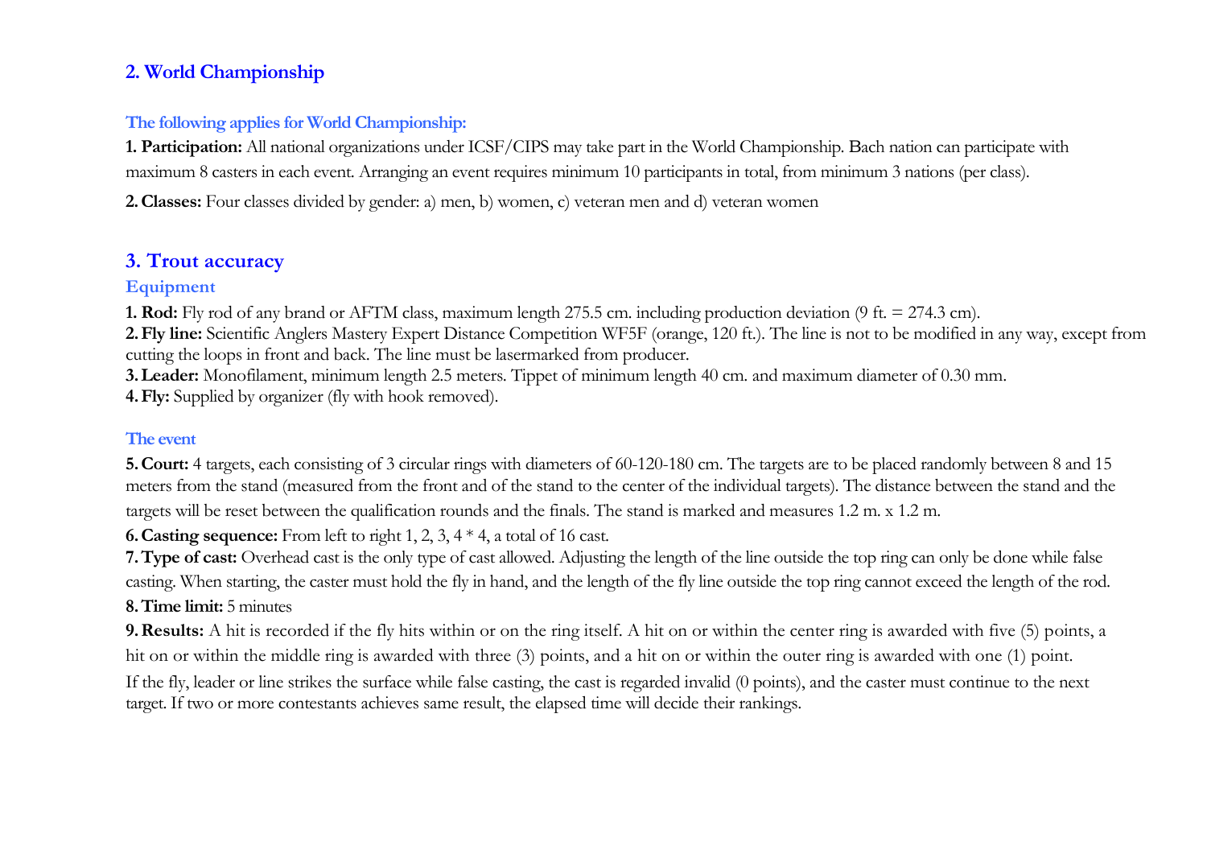## 2. World Championship

### The following applies for World Championship:

**1. Participation:** All national organizations under ICSF/CIPS may take part in the World Championship. Bach nation can participate with maximum 8 casters in each event. Arranging an event requires minimum 10 participants in total, from minimum 3 nations (per class).

**2. Classes:** Four classes divided by gender: a) men, b) women, c) veteran men and d) veteran women

## 3. Trout accuracy

### Equipment

**1. Rod:** Fly rod of any brand or AFTM class, maximum length 275.5 cm. including production deviation (9 ft. = 274.3 cm).
**2. Fly line:** Scientific Anglers Mastery Expert Distance Competition WF5F (orange, 120 ft.). The line is not to be modified in any way, except from cutting the loops in front and back. The line must be lasermarked from producer.
**3. Leader:** Monofilament, minimum length 2.5 meters. Tippet of minimum length 40 cm. and maximum diameter of 0.30 mm.
**4. Fly:** Supplied by organizer (fly with hook removed).

### The event

**5. Court:** 4 targets, each consisting of 3 circular rings with diameters of 60-120-180 cm. The targets are to be placed randomly between 8 and 15 meters from the stand (measured from the front and of the stand to the center of the individual targets). The distance between the stand and the targets will be reset between the qualification rounds and the finals. The stand is marked and measures 1.2 m. x 1.2 m.

**6. Casting sequence:** From left to right 1, 2, 3, 4 * 4, a total of 16 cast.

**7. Type of cast:** Overhead cast is the only type of cast allowed. Adjusting the length of the line outside the top ring can only be done while false casting. When starting, the caster must hold the fly in hand, and the length of the fly line outside the top ring cannot exceed the length of the rod.

**8. Time limit:** 5 minutes

**9. Results:** A hit is recorded if the fly hits within or on the ring itself. A hit on or within the center ring is awarded with five (5) points, a hit on or within the middle ring is awarded with three (3) points, and a hit on or within the outer ring is awarded with one (1) point.

If the fly, leader or line strikes the surface while false casting, the cast is regarded invalid (0 points), and the caster must continue to the next target. If two or more contestants achieves same result, the elapsed time will decide their rankings.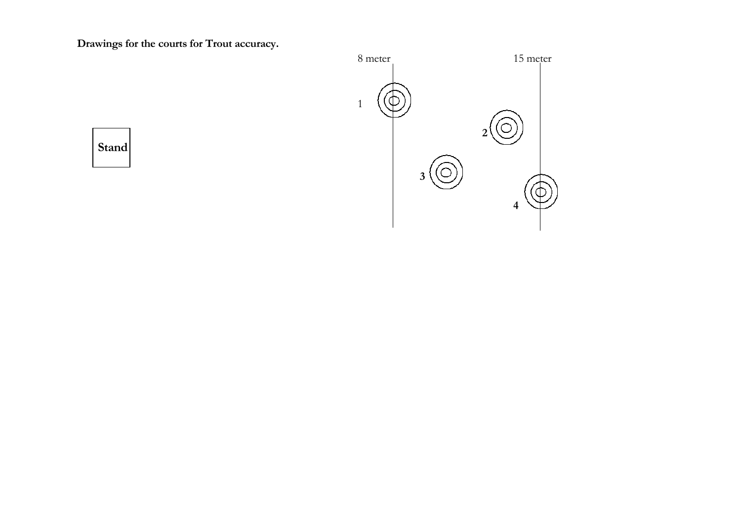**Drawings for the courts for Trout accuracy.**

Stand

8 meter

15 meter

1

2

3

4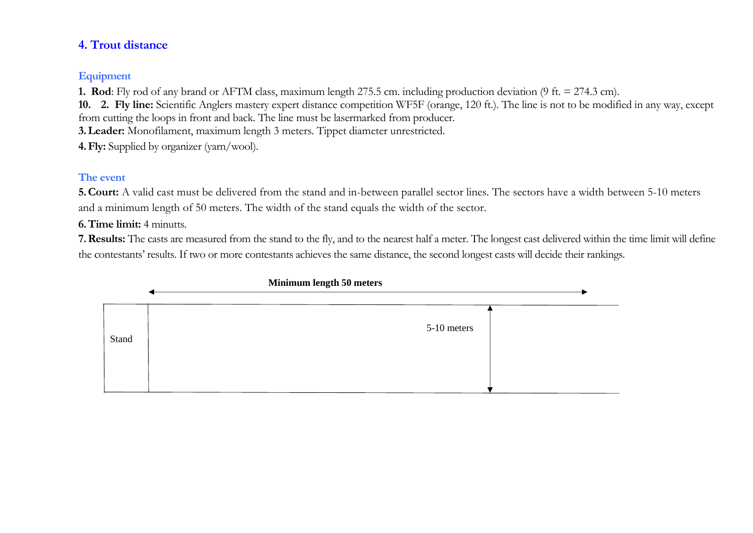## 4. Trout distance

### Equipment

**1. Rod**: Fly rod of any brand or AFTM class, maximum length 275.5 cm. including production deviation (9 ft. = 274.3 cm).

**10. 2. Fly line:** Scientific Anglers mastery expert distance competition WF5F (orange, 120 ft.). The line is not to be modified in any way, except from cutting the loops in front and back. The line must be lasermarked from producer.

**3. Leader:** Monofilament, maximum length 3 meters. Tippet diameter unrestricted.

**4. Fly:** Supplied by organizer (yarn/wool).

### The event

**5. Court:** A valid cast must be delivered from the stand and in-between parallel sector lines. The sectors have a width between 5-10 meters and a minimum length of 50 meters. The width of the stand equals the width of the sector.

**6. Time limit:** 4 minutts.

**7. Results:** The casts are measured from the stand to the fly, and to the nearest half a meter. The longest cast delivered within the time limit will define the contestants' results. If two or more contestants achieves the same distance, the second longest casts will decide their rankings.

**Minimum length 50 meters**

Stand

5-10 meters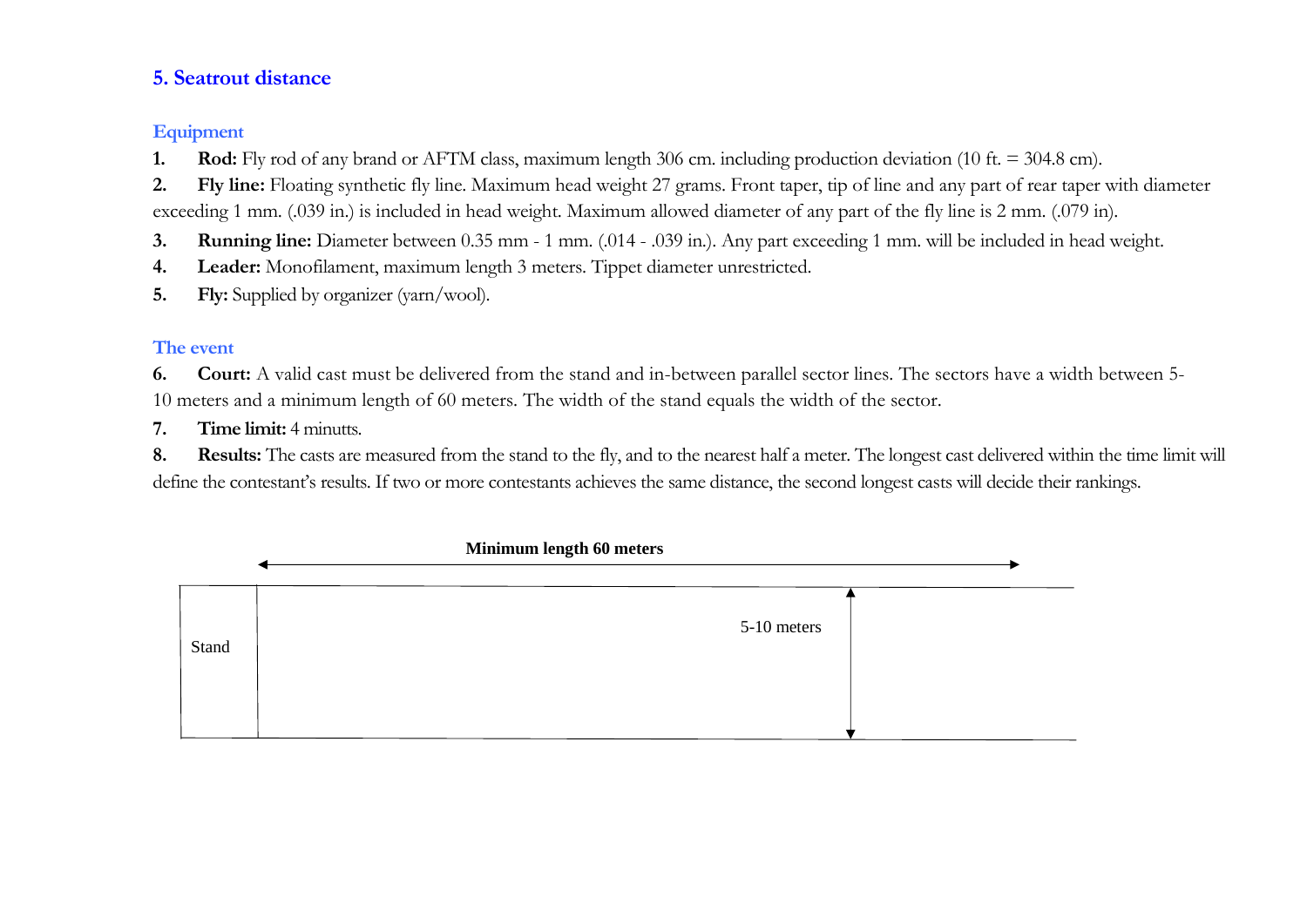## 5. Seatrout distance

### Equipment

1. **Rod:** Fly rod of any brand or AFTM class, maximum length 306 cm. including production deviation (10 ft. = 304.8 cm).
2. **Fly line:** Floating synthetic fly line. Maximum head weight 27 grams. Front taper, tip of line and any part of rear taper with diameter exceeding 1 mm. (.039 in.) is included in head weight. Maximum allowed diameter of any part of the fly line is 2 mm. (.079 in).
3. **Running line:** Diameter between 0.35 mm - 1 mm. (.014 - .039 in.). Any part exceeding 1 mm. will be included in head weight.
4. **Leader:** Monofilament, maximum length 3 meters. Tippet diameter unrestricted.
5. **Fly:** Supplied by organizer (yarn/wool).

### The event

6. **Court:** A valid cast must be delivered from the stand and in-between parallel sector lines. The sectors have a width between 5-10 meters and a minimum length of 60 meters. The width of the stand equals the width of the sector.
7. **Time limit:** 4 minutts.
8. **Results:** The casts are measured from the stand to the fly, and to the nearest half a meter. The longest cast delivered within the time limit will define the contestant's results. If two or more contestants achieves the same distance, the second longest casts will decide their rankings.

**Minimum length 60 meters**

Stand

5-10 meters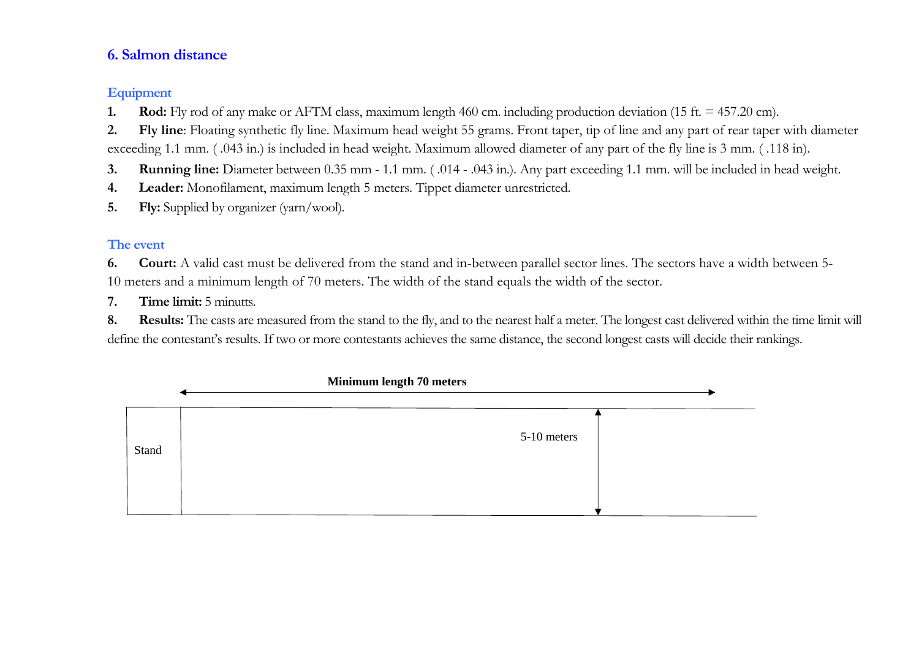## 6. Salmon distance

### Equipment

1. **Rod:** Fly rod of any make or AFTM class, maximum length 460 cm. including production deviation (15 ft. = 457.20 cm).
2. **Fly line**: Floating synthetic fly line. Maximum head weight 55 grams. Front taper, tip of line and any part of rear taper with diameter exceeding 1.1 mm. ( .043 in.) is included in head weight. Maximum allowed diameter of any part of the fly line is 3 mm. ( .118 in).
3. **Running line:** Diameter between 0.35 mm - 1.1 mm. ( .014 - .043 in.). Any part exceeding 1.1 mm. will be included in head weight.
4. **Leader:** Monofilament, maximum length 5 meters. Tippet diameter unrestricted.
5. **Fly:** Supplied by organizer (yarn/wool).

### The event

6. **Court:** A valid cast must be delivered from the stand and in-between parallel sector lines. The sectors have a width between 5-10 meters and a minimum length of 70 meters. The width of the stand equals the width of the sector.
7. **Time limit:** 5 minutts.
8. **Results:** The casts are measured from the stand to the fly, and to the nearest half a meter. The longest cast delivered within the time limit will define the contestant's results. If two or more contestants achieves the same distance, the second longest casts will decide their rankings.

**Minimum length 70 meters**

Stand

5-10 meters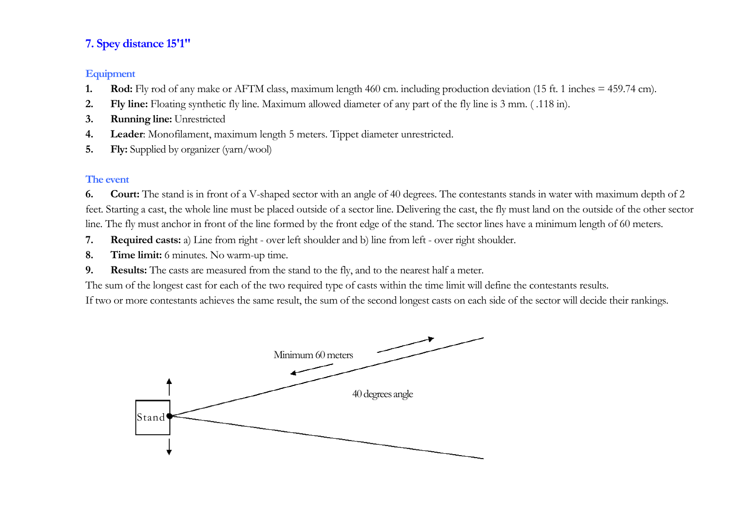## 7. Spey distance 15'1"

### Equipment

1. **Rod:** Fly rod of any make or AFTM class, maximum length 460 cm. including production deviation (15 ft. 1 inches = 459.74 cm).
2. **Fly line:** Floating synthetic fly line. Maximum allowed diameter of any part of the fly line is 3 mm. ( .118 in).
3. **Running line:** Unrestricted
4. **Leader**: Monofilament, maximum length 5 meters. Tippet diameter unrestricted.
5. **Fly:** Supplied by organizer (yarn/wool)

### The event

6. **Court:** The stand is in front of a V-shaped sector with an angle of 40 degrees. The contestants stands in water with maximum depth of 2 feet. Starting a cast, the whole line must be placed outside of a sector line. Delivering the cast, the fly must land on the outside of the other sector line. The fly must anchor in front of the line formed by the front edge of the stand. The sector lines have a minimum length of 60 meters.
7. **Required casts:** a) Line from right - over left shoulder and b) line from left - over right shoulder.
8. **Time limit:** 6 minutes. No warm-up time.
9. **Results:** The casts are measured from the stand to the fly, and to the nearest half a meter.

The sum of the longest cast for each of the two required type of casts within the time limit will define the contestants results.

If two or more contestants achieves the same result, the sum of the second longest casts on each side of the sector will decide their rankings.

Minimum 60 meters

40 degrees angle

Stand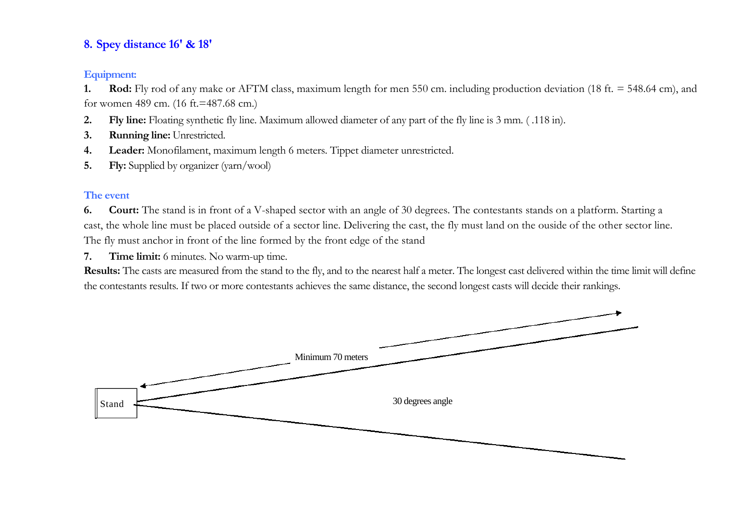## 8. Spey distance 16' & 18'

### Equipment:

**1.** **Rod:** Fly rod of any make or AFTM class, maximum length for men 550 cm. including production deviation (18 ft. = 548.64 cm), and for women 489 cm. (16 ft.=487.68 cm.)

**2.** **Fly line:** Floating synthetic fly line. Maximum allowed diameter of any part of the fly line is 3 mm. ( .118 in).

**3.** **Running line:** Unrestricted.

**4.** **Leader:** Monofilament, maximum length 6 meters. Tippet diameter unrestricted.

**5.** **Fly:** Supplied by organizer (yarn/wool)

### The event

**6.** **Court:** The stand is in front of a V-shaped sector with an angle of 30 degrees. The contestants stands on a platform. Starting a cast, the whole line must be placed outside of a sector line. Delivering the cast, the fly must land on the ouside of the other sector line. The fly must anchor in front of the line formed by the front edge of the stand

**7.** **Time limit:** 6 minutes. No warm-up time.

**Results:** The casts are measured from the stand to the fly, and to the nearest half a meter. The longest cast delivered within the time limit will define the contestants results. If two or more contestants achieves the same distance, the second longest casts will decide their rankings.

Minimum 70 meters

Stand

30 degrees angle